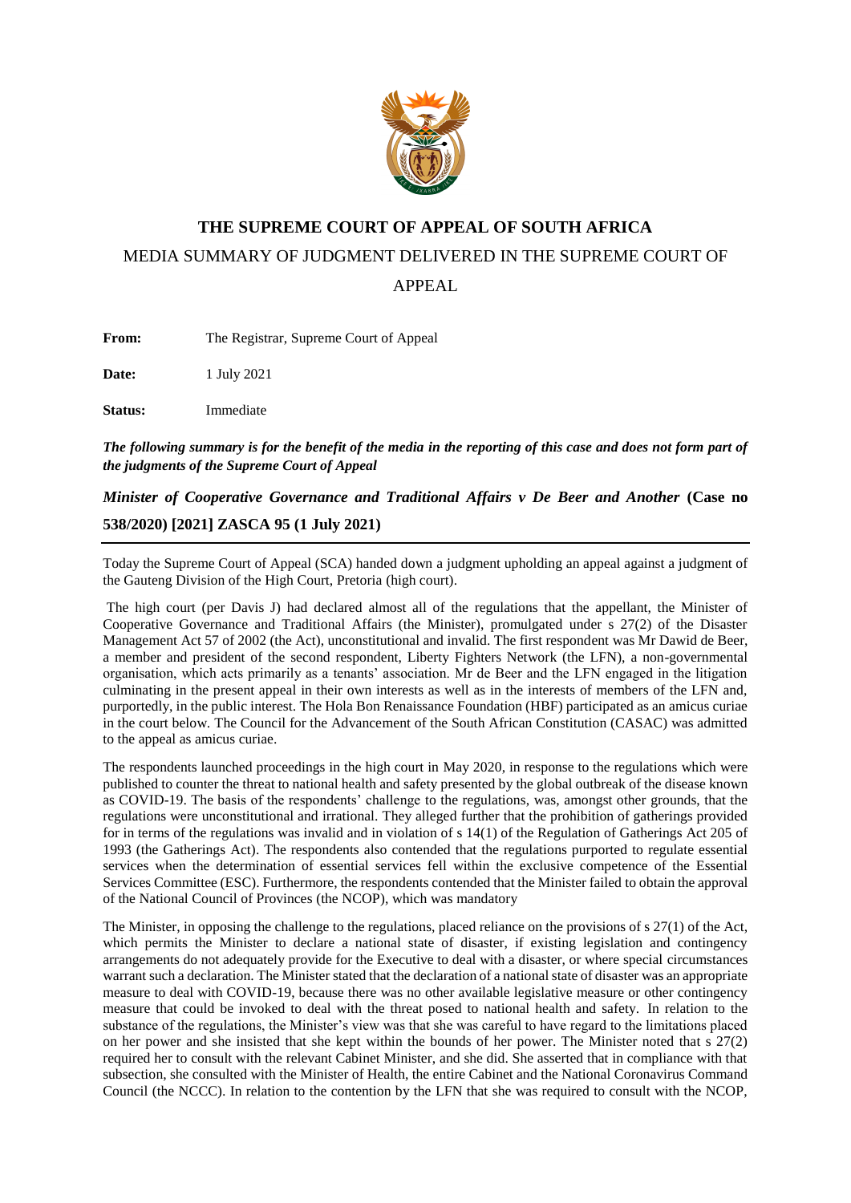# THE SUPREME COURT OF APPEAL OF SOUTH AFRICA

## MEDIA SUMMARY OF JUDGMENT DELIVERED IN THE SUPREME COURT OF APPEAL

**From:** The Registrar, Supreme Court of Appeal

**Date:** 1 July 2021

**Status:** Immediate

***The following summary is for the benefit of the media in the reporting of this case and does not form part of the judgments of the Supreme Court of Appeal***

***Minister of Cooperative Governance and Traditional Affairs v De Beer and Another*** **(Case no 538/2020) [2021] ZASCA 95 (1 July 2021)**

---

Today the Supreme Court of Appeal (SCA) handed down a judgment upholding an appeal against a judgment of the Gauteng Division of the High Court, Pretoria (high court).

The high court (per Davis J) had declared almost all of the regulations that the appellant, the Minister of Cooperative Governance and Traditional Affairs (the Minister), promulgated under s 27(2) of the Disaster Management Act 57 of 2002 (the Act), unconstitutional and invalid. The first respondent was Mr Dawid de Beer, a member and president of the second respondent, Liberty Fighters Network (the LFN), a non-governmental organisation, which acts primarily as a tenants' association. Mr de Beer and the LFN engaged in the litigation culminating in the present appeal in their own interests as well as in the interests of members of the LFN and, purportedly, in the public interest. The Hola Bon Renaissance Foundation (HBF) participated as an amicus curiae in the court below. The Council for the Advancement of the South African Constitution (CASAC) was admitted to the appeal as amicus curiae.

The respondents launched proceedings in the high court in May 2020, in response to the regulations which were published to counter the threat to national health and safety presented by the global outbreak of the disease known as COVID-19. The basis of the respondents' challenge to the regulations, was, amongst other grounds, that the regulations were unconstitutional and irrational. They alleged further that the prohibition of gatherings provided for in terms of the regulations was invalid and in violation of s 14(1) of the Regulation of Gatherings Act 205 of 1993 (the Gatherings Act). The respondents also contended that the regulations purported to regulate essential services when the determination of essential services fell within the exclusive competence of the Essential Services Committee (ESC). Furthermore, the respondents contended that the Minister failed to obtain the approval of the National Council of Provinces (the NCOP), which was mandatory

The Minister, in opposing the challenge to the regulations, placed reliance on the provisions of s 27(1) of the Act, which permits the Minister to declare a national state of disaster, if existing legislation and contingency arrangements do not adequately provide for the Executive to deal with a disaster, or where special circumstances warrant such a declaration. The Minister stated that the declaration of a national state of disaster was an appropriate measure to deal with COVID-19, because there was no other available legislative measure or other contingency measure that could be invoked to deal with the threat posed to national health and safety. In relation to the substance of the regulations, the Minister's view was that she was careful to have regard to the limitations placed on her power and she insisted that she kept within the bounds of her power. The Minister noted that s 27(2) required her to consult with the relevant Cabinet Minister, and she did. She asserted that in compliance with that subsection, she consulted with the Minister of Health, the entire Cabinet and the National Coronavirus Command Council (the NCCC). In relation to the contention by the LFN that she was required to consult with the NCOP,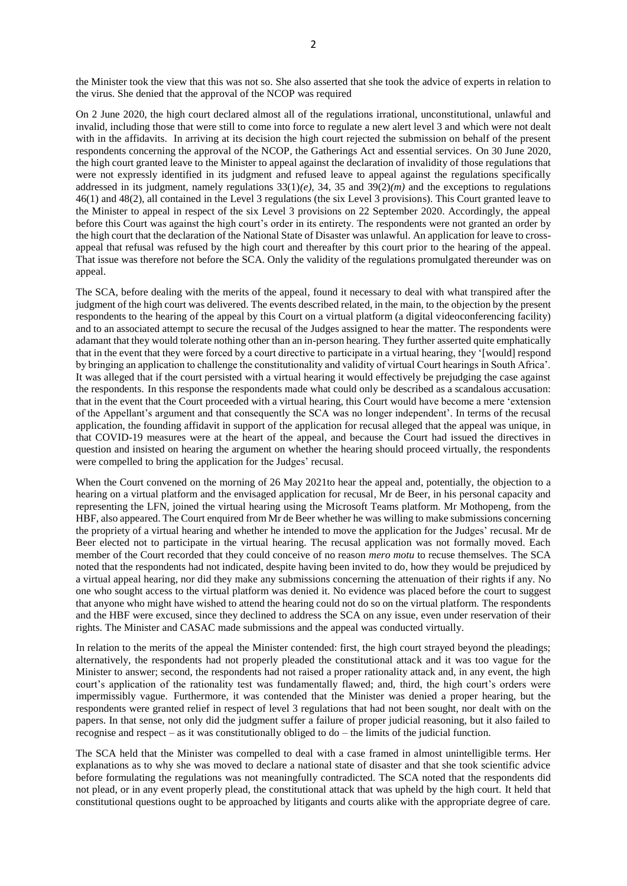the Minister took the view that this was not so. She also asserted that she took the advice of experts in relation to the virus. She denied that the approval of the NCOP was required

On 2 June 2020, the high court declared almost all of the regulations irrational, unconstitutional, unlawful and invalid, including those that were still to come into force to regulate a new alert level 3 and which were not dealt with in the affidavits. In arriving at its decision the high court rejected the submission on behalf of the present respondents concerning the approval of the NCOP, the Gatherings Act and essential services. On 30 June 2020, the high court granted leave to the Minister to appeal against the declaration of invalidity of those regulations that were not expressly identified in its judgment and refused leave to appeal against the regulations specifically addressed in its judgment, namely regulations 33(1)*(e)*, 34, 35 and 39(2)*(m)* and the exceptions to regulations 46(1) and 48(2), all contained in the Level 3 regulations (the six Level 3 provisions). This Court granted leave to the Minister to appeal in respect of the six Level 3 provisions on 22 September 2020. Accordingly, the appeal before this Court was against the high court's order in its entirety. The respondents were not granted an order by the high court that the declaration of the National State of Disaster was unlawful. An application for leave to cross-appeal that refusal was refused by the high court and thereafter by this court prior to the hearing of the appeal. That issue was therefore not before the SCA. Only the validity of the regulations promulgated thereunder was on appeal.

The SCA, before dealing with the merits of the appeal, found it necessary to deal with what transpired after the judgment of the high court was delivered. The events described related, in the main, to the objection by the present respondents to the hearing of the appeal by this Court on a virtual platform (a digital videoconferencing facility) and to an associated attempt to secure the recusal of the Judges assigned to hear the matter. The respondents were adamant that they would tolerate nothing other than an in-person hearing. They further asserted quite emphatically that in the event that they were forced by a court directive to participate in a virtual hearing, they '[would] respond by bringing an application to challenge the constitutionality and validity of virtual Court hearings in South Africa'. It was alleged that if the court persisted with a virtual hearing it would effectively be prejudging the case against the respondents. In this response the respondents made what could only be described as a scandalous accusation: that in the event that the Court proceeded with a virtual hearing, this Court would have become a mere 'extension of the Appellant's argument and that consequently the SCA was no longer independent'. In terms of the recusal application, the founding affidavit in support of the application for recusal alleged that the appeal was unique, in that COVID-19 measures were at the heart of the appeal, and because the Court had issued the directives in question and insisted on hearing the argument on whether the hearing should proceed virtually, the respondents were compelled to bring the application for the Judges' recusal.

When the Court convened on the morning of 26 May 2021to hear the appeal and, potentially, the objection to a hearing on a virtual platform and the envisaged application for recusal, Mr de Beer, in his personal capacity and representing the LFN, joined the virtual hearing using the Microsoft Teams platform. Mr Mothopeng, from the HBF, also appeared. The Court enquired from Mr de Beer whether he was willing to make submissions concerning the propriety of a virtual hearing and whether he intended to move the application for the Judges' recusal. Mr de Beer elected not to participate in the virtual hearing. The recusal application was not formally moved. Each member of the Court recorded that they could conceive of no reason *mero motu* to recuse themselves. The SCA noted that the respondents had not indicated, despite having been invited to do, how they would be prejudiced by a virtual appeal hearing, nor did they make any submissions concerning the attenuation of their rights if any. No one who sought access to the virtual platform was denied it. No evidence was placed before the court to suggest that anyone who might have wished to attend the hearing could not do so on the virtual platform. The respondents and the HBF were excused, since they declined to address the SCA on any issue, even under reservation of their rights. The Minister and CASAC made submissions and the appeal was conducted virtually.

In relation to the merits of the appeal the Minister contended: first, the high court strayed beyond the pleadings; alternatively, the respondents had not properly pleaded the constitutional attack and it was too vague for the Minister to answer; second, the respondents had not raised a proper rationality attack and, in any event, the high court's application of the rationality test was fundamentally flawed; and, third, the high court's orders were impermissibly vague. Furthermore, it was contended that the Minister was denied a proper hearing, but the respondents were granted relief in respect of level 3 regulations that had not been sought, nor dealt with on the papers. In that sense, not only did the judgment suffer a failure of proper judicial reasoning, but it also failed to recognise and respect – as it was constitutionally obliged to do – the limits of the judicial function.

The SCA held that the Minister was compelled to deal with a case framed in almost unintelligible terms. Her explanations as to why she was moved to declare a national state of disaster and that she took scientific advice before formulating the regulations was not meaningfully contradicted. The SCA noted that the respondents did not plead, or in any event properly plead, the constitutional attack that was upheld by the high court. It held that constitutional questions ought to be approached by litigants and courts alike with the appropriate degree of care.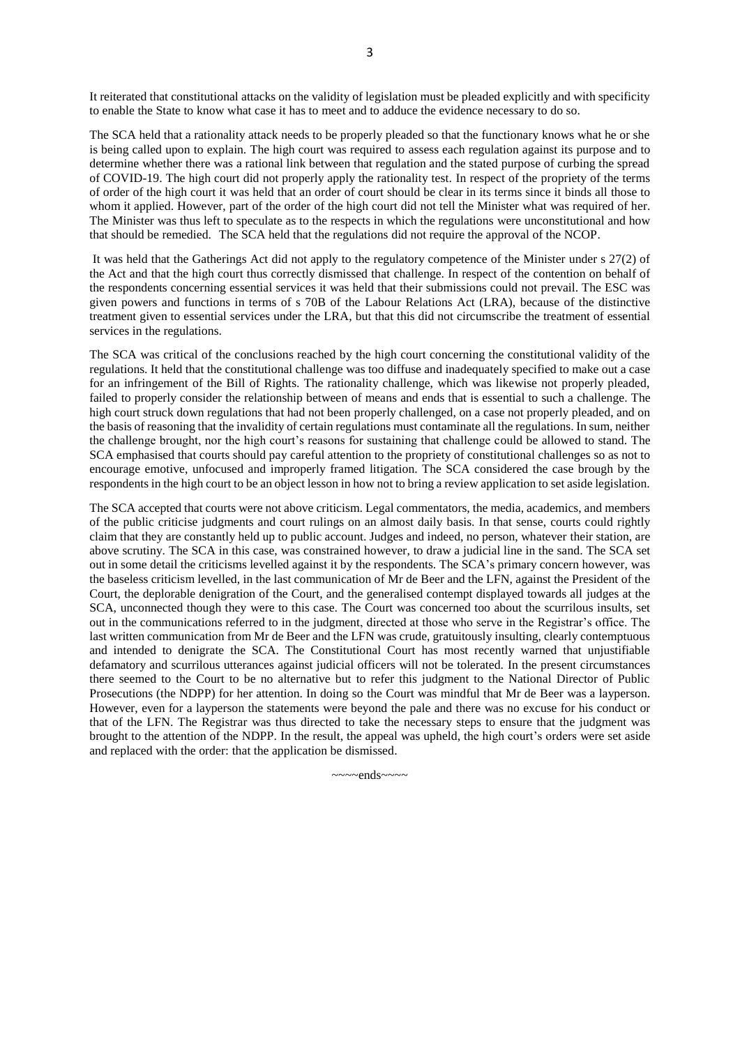It reiterated that constitutional attacks on the validity of legislation must be pleaded explicitly and with specificity to enable the State to know what case it has to meet and to adduce the evidence necessary to do so.

The SCA held that a rationality attack needs to be properly pleaded so that the functionary knows what he or she is being called upon to explain. The high court was required to assess each regulation against its purpose and to determine whether there was a rational link between that regulation and the stated purpose of curbing the spread of COVID-19. The high court did not properly apply the rationality test. In respect of the propriety of the terms of order of the high court it was held that an order of court should be clear in its terms since it binds all those to whom it applied. However, part of the order of the high court did not tell the Minister what was required of her. The Minister was thus left to speculate as to the respects in which the regulations were unconstitutional and how that should be remedied. The SCA held that the regulations did not require the approval of the NCOP.

It was held that the Gatherings Act did not apply to the regulatory competence of the Minister under s 27(2) of the Act and that the high court thus correctly dismissed that challenge. In respect of the contention on behalf of the respondents concerning essential services it was held that their submissions could not prevail. The ESC was given powers and functions in terms of s 70B of the Labour Relations Act (LRA), because of the distinctive treatment given to essential services under the LRA, but that this did not circumscribe the treatment of essential services in the regulations.

The SCA was critical of the conclusions reached by the high court concerning the constitutional validity of the regulations. It held that the constitutional challenge was too diffuse and inadequately specified to make out a case for an infringement of the Bill of Rights. The rationality challenge, which was likewise not properly pleaded, failed to properly consider the relationship between of means and ends that is essential to such a challenge. The high court struck down regulations that had not been properly challenged, on a case not properly pleaded, and on the basis of reasoning that the invalidity of certain regulations must contaminate all the regulations. In sum, neither the challenge brought, nor the high court's reasons for sustaining that challenge could be allowed to stand. The SCA emphasised that courts should pay careful attention to the propriety of constitutional challenges so as not to encourage emotive, unfocused and improperly framed litigation. The SCA considered the case brough by the respondents in the high court to be an object lesson in how not to bring a review application to set aside legislation.

The SCA accepted that courts were not above criticism. Legal commentators, the media, academics, and members of the public criticise judgments and court rulings on an almost daily basis. In that sense, courts could rightly claim that they are constantly held up to public account. Judges and indeed, no person, whatever their station, are above scrutiny. The SCA in this case, was constrained however, to draw a judicial line in the sand. The SCA set out in some detail the criticisms levelled against it by the respondents. The SCA's primary concern however, was the baseless criticism levelled, in the last communication of Mr de Beer and the LFN, against the President of the Court, the deplorable denigration of the Court, and the generalised contempt displayed towards all judges at the SCA, unconnected though they were to this case. The Court was concerned too about the scurrilous insults, set out in the communications referred to in the judgment, directed at those who serve in the Registrar's office. The last written communication from Mr de Beer and the LFN was crude, gratuitously insulting, clearly contemptuous and intended to denigrate the SCA. The Constitutional Court has most recently warned that unjustifiable defamatory and scurrilous utterances against judicial officers will not be tolerated. In the present circumstances there seemed to the Court to be no alternative but to refer this judgment to the National Director of Public Prosecutions (the NDPP) for her attention. In doing so the Court was mindful that Mr de Beer was a layperson. However, even for a layperson the statements were beyond the pale and there was no excuse for his conduct or that of the LFN. The Registrar was thus directed to take the necessary steps to ensure that the judgment was brought to the attention of the NDPP. In the result, the appeal was upheld, the high court's orders were set aside and replaced with the order: that the application be dismissed.

~~~~ends~~~~